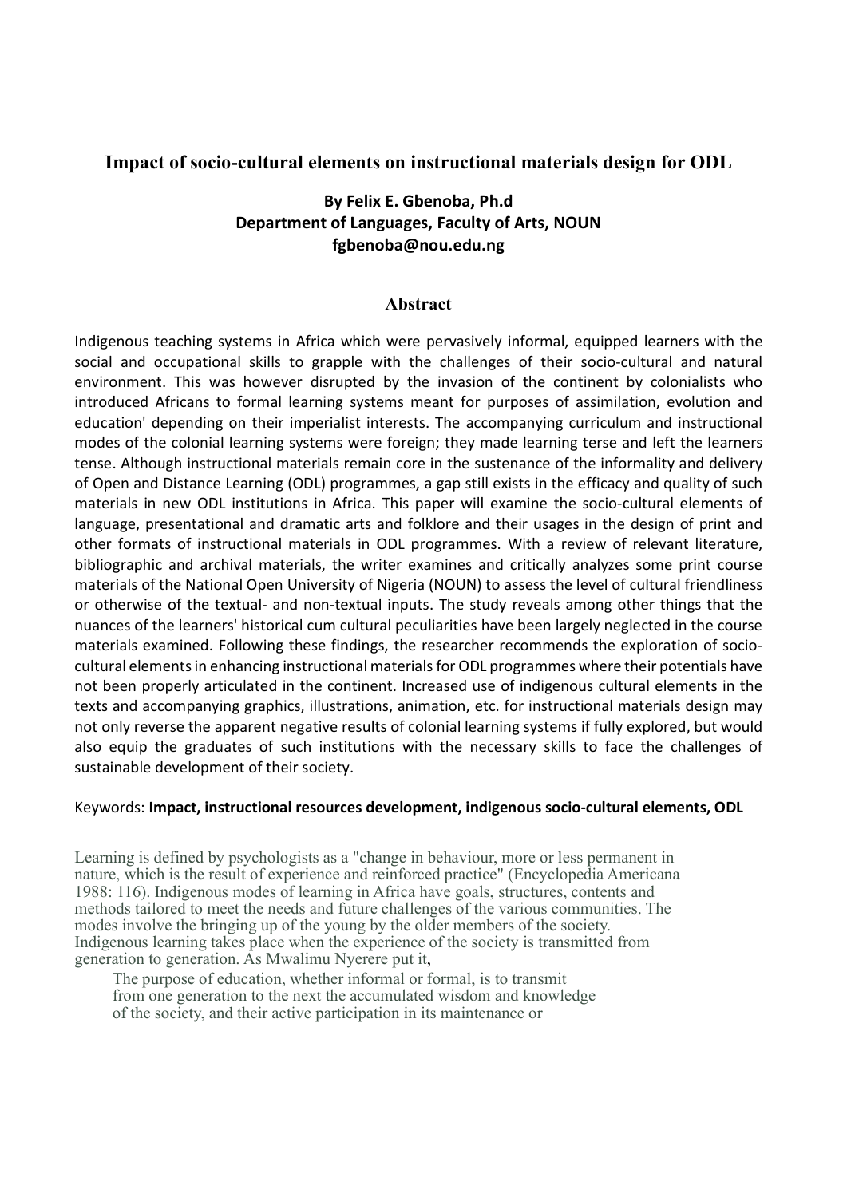# Impact of socio-cultural elements on instructional materials design for ODL

**By Felix E. Gbenoba, Ph.d**
**Department of Languages, Faculty of Arts, NOUN**
**fgbenoba@nou.edu.ng**

## Abstract

Indigenous teaching systems in Africa which were pervasively informal, equipped learners with the social and occupational skills to grapple with the challenges of their socio-cultural and natural environment. This was however disrupted by the invasion of the continent by colonialists who introduced Africans to formal learning systems meant for purposes of assimilation, evolution and education' depending on their imperialist interests. The accompanying curriculum and instructional modes of the colonial learning systems were foreign; they made learning terse and left the learners tense. Although instructional materials remain core in the sustenance of the informality and delivery of Open and Distance Learning (ODL) programmes, a gap still exists in the efficacy and quality of such materials in new ODL institutions in Africa. This paper will examine the socio-cultural elements of language, presentational and dramatic arts and folklore and their usages in the design of print and other formats of instructional materials in ODL programmes. With a review of relevant literature, bibliographic and archival materials, the writer examines and critically analyzes some print course materials of the National Open University of Nigeria (NOUN) to assess the level of cultural friendliness or otherwise of the textual- and non-textual inputs. The study reveals among other things that the nuances of the learners' historical cum cultural peculiarities have been largely neglected in the course materials examined. Following these findings, the researcher recommends the exploration of socio-cultural elements in enhancing instructional materials for ODL programmes where their potentials have not been properly articulated in the continent. Increased use of indigenous cultural elements in the texts and accompanying graphics, illustrations, animation, etc. for instructional materials design may not only reverse the apparent negative results of colonial learning systems if fully explored, but would also equip the graduates of such institutions with the necessary skills to face the challenges of sustainable development of their society.

Keywords: **Impact, instructional resources development, indigenous socio-cultural elements, ODL**

Learning is defined by psychologists as a "change in behaviour, more or less permanent in nature, which is the result of experience and reinforced practice" (Encyclopedia Americana 1988: 116). Indigenous modes of learning in Africa have goals, structures, contents and methods tailored to meet the needs and future challenges of the various communities. The modes involve the bringing up of the young by the older members of the society. Indigenous learning takes place when the experience of the society is transmitted from generation to generation. As Mwalimu Nyerere put it,

> The purpose of education, whether informal or formal, is to transmit from one generation to the next the accumulated wisdom and knowledge of the society, and their active participation in its maintenance or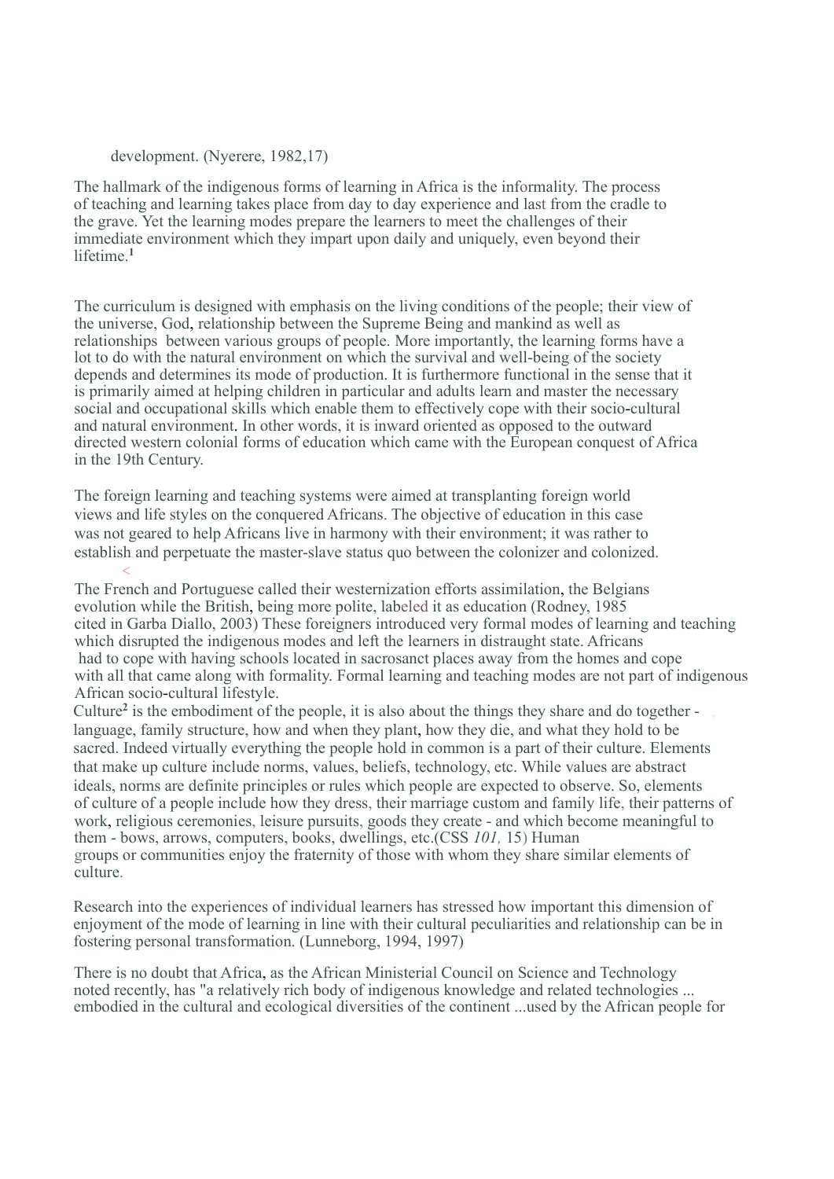development. (Nyerere, 1982,17)

The hallmark of the indigenous forms of learning in Africa is the informality. The process of teaching and learning takes place from day to day experience and last from the cradle to the grave. Yet the learning modes prepare the learners to meet the challenges of their immediate environment which they impart upon daily and uniquely, even beyond their lifetime.[1]

The curriculum is designed with emphasis on the living conditions of the people; their view of the universe, God, relationship between the Supreme Being and mankind as well as relationships between various groups of people. More importantly, the learning forms have a lot to do with the natural environment on which the survival and well-being of the society depends and determines its mode of production. It is furthermore functional in the sense that it is primarily aimed at helping children in particular and adults learn and master the necessary social and occupational skills which enable them to effectively cope with their socio-cultural and natural environment. In other words, it is inward oriented as opposed to the outward directed western colonial forms of education which came with the European conquest of Africa in the 19th Century.

The foreign learning and teaching systems were aimed at transplanting foreign world views and life styles on the conquered Africans. The objective of education in this case was not geared to help Africans live in harmony with their environment; it was rather to establish and perpetuate the master-slave status quo between the colonizer and colonized.

The French and Portuguese called their westernization efforts assimilation, the Belgians evolution while the British, being more polite, labeled it as education (Rodney, 1985 cited in Garba Diallo, 2003) These foreigners introduced very formal modes of learning and teaching which disrupted the indigenous modes and left the learners in distraught state. Africans had to cope with having schools located in sacrosanct places away from the homes and cope with all that came along with formality. Formal learning and teaching modes are not part of indigenous African socio-cultural lifestyle.

Culture[2] is the embodiment of the people, it is also about the things they share and do together - language, family structure, how and when they plant, how they die, and what they hold to be sacred. Indeed virtually everything the people hold in common is a part of their culture. Elements that make up culture include norms, values, beliefs, technology, etc. While values are abstract ideals, norms are definite principles or rules which people are expected to observe. So, elements of culture of a people include how they dress, their marriage custom and family life, their patterns of work, religious ceremonies, leisure pursuits, goods they create - and which become meaningful to them - bows, arrows, computers, books, dwellings, etc.(CSS *101,* 15) Human groups or communities enjoy the fraternity of those with whom they share similar elements of culture.

Research into the experiences of individual learners has stressed how important this dimension of enjoyment of the mode of learning in line with their cultural peculiarities and relationship can be in fostering personal transformation. (Lunneborg, 1994, 1997)

There is no doubt that Africa, as the African Ministerial Council on Science and Technology noted recently, has "a relatively rich body of indigenous knowledge and related technologies ... embodied in the cultural and ecological diversities of the continent ...used by the African people for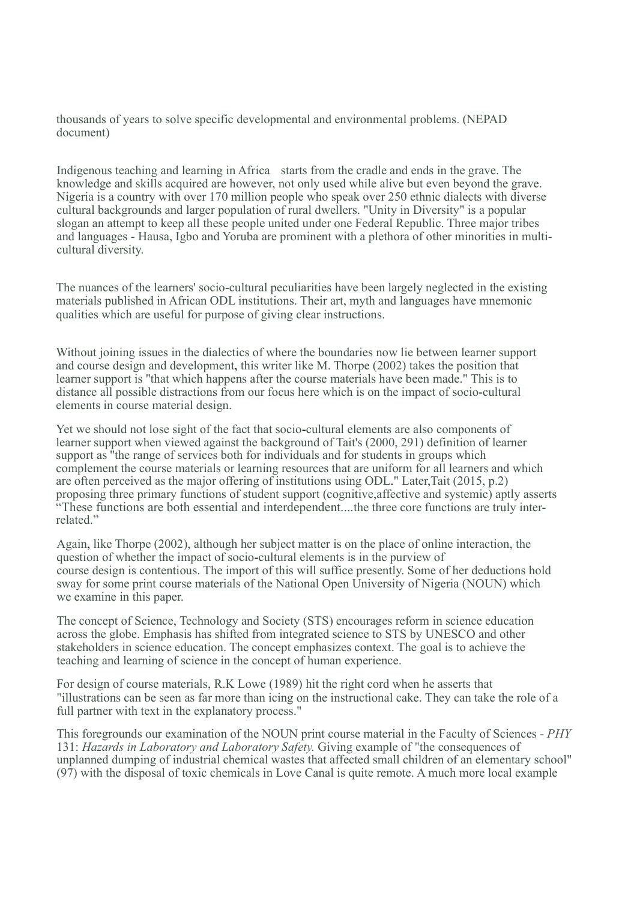thousands of years to solve specific developmental and environmental problems. (NEPAD document)

Indigenous teaching and learning in Africa starts from the cradle and ends in the grave. The knowledge and skills acquired are however, not only used while alive but even beyond the grave. Nigeria is a country with over 170 million people who speak over 250 ethnic dialects with diverse cultural backgrounds and larger population of rural dwellers. "Unity in Diversity" is a popular slogan an attempt to keep all these people united under one Federal Republic. Three major tribes and languages - Hausa, Igbo and Yoruba are prominent with a plethora of other minorities in multi-cultural diversity.

The nuances of the learners' socio-cultural peculiarities have been largely neglected in the existing materials published in African ODL institutions. Their art, myth and languages have mnemonic qualities which are useful for purpose of giving clear instructions.

Without joining issues in the dialectics of where the boundaries now lie between learner support and course design and development, this writer like M. Thorpe (2002) takes the position that learner support is "that which happens after the course materials have been made." This is to distance all possible distractions from our focus here which is on the impact of socio-cultural elements in course material design.

Yet we should not lose sight of the fact that socio-cultural elements are also components of learner support when viewed against the background of Tait's (2000, 291) definition of learner support as "the range of services both for individuals and for students in groups which complement the course materials or learning resources that are uniform for all learners and which are often perceived as the major offering of institutions using ODL." Later,Tait (2015, p.2) proposing three primary functions of student support (cognitive,affective and systemic) aptly asserts "These functions are both essential and interdependent....the three core functions are truly inter-related."

Again, like Thorpe (2002), although her subject matter is on the place of online interaction, the question of whether the impact of socio-cultural elements is in the purview of course design is contentious. The import of this will suffice presently. Some of her deductions hold sway for some print course materials of the National Open University of Nigeria (NOUN) which we examine in this paper.

The concept of Science, Technology and Society (STS) encourages reform in science education across the globe. Emphasis has shifted from integrated science to STS by UNESCO and other stakeholders in science education. The concept emphasizes context. The goal is to achieve the teaching and learning of science in the concept of human experience.

For design of course materials, R.K Lowe (1989) hit the right cord when he asserts that "illustrations can be seen as far more than icing on the instructional cake. They can take the role of a full partner with text in the explanatory process."

This foregrounds our examination of the NOUN print course material in the Faculty of Sciences - *PHY* 131: *Hazards in Laboratory and Laboratory Safety.* Giving example of "the consequences of unplanned dumping of industrial chemical wastes that affected small children of an elementary school" (97) with the disposal of toxic chemicals in Love Canal is quite remote. A much more local example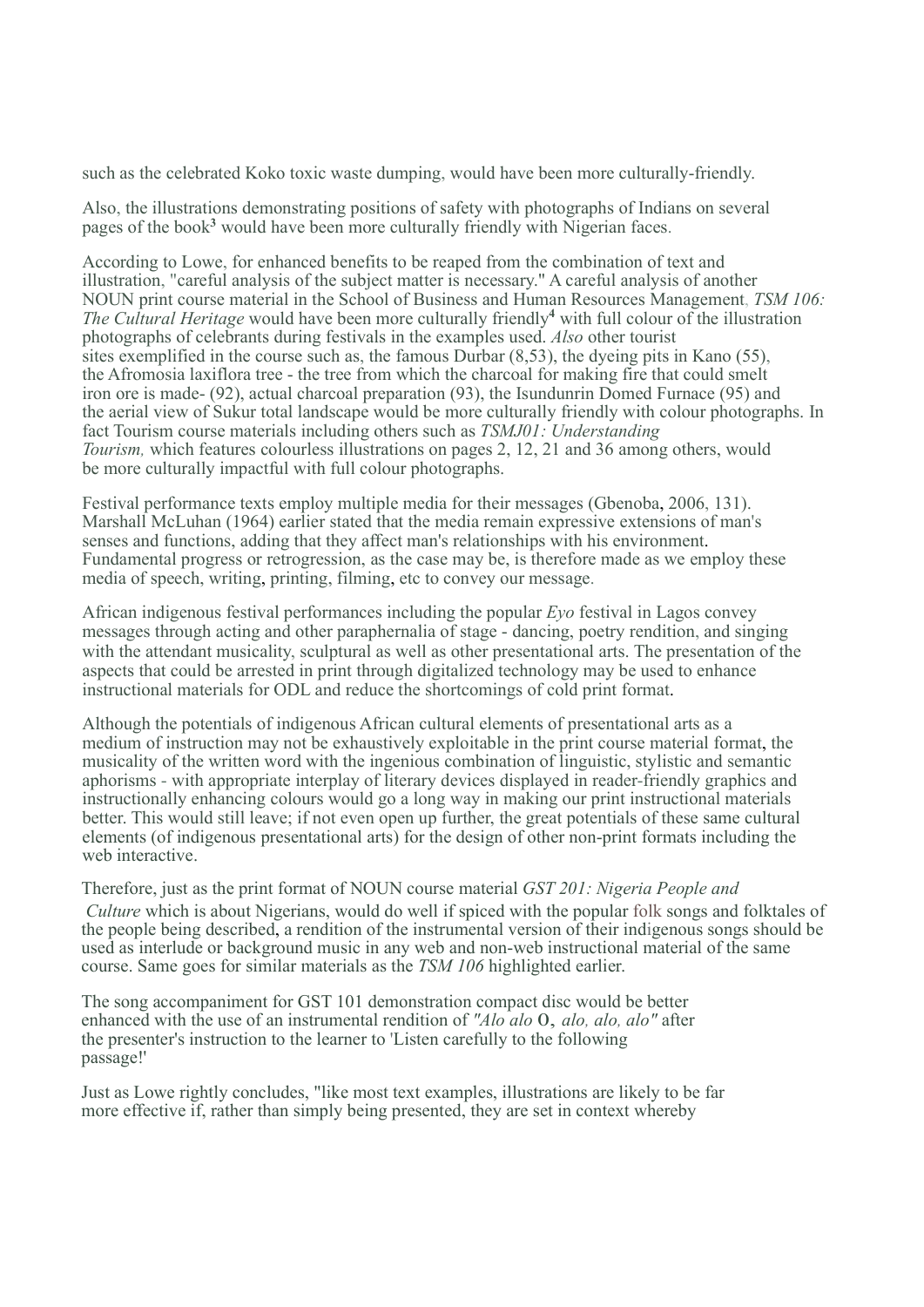such as the celebrated Koko toxic waste dumping, would have been more culturally-friendly.

Also, the illustrations demonstrating positions of safety with photographs of Indians on several pages of the book[3] would have been more culturally friendly with Nigerian faces.

According to Lowe, for enhanced benefits to be reaped from the combination of text and illustration, "careful analysis of the subject matter is necessary." A careful analysis of another NOUN print course material in the School of Business and Human Resources Management, *TSM 106: The Cultural Heritage* would have been more culturally friendly[4] with full colour of the illustration photographs of celebrants during festivals in the examples used. *Also* other tourist sites exemplified in the course such as, the famous Durbar (8,53), the dyeing pits in Kano (55), the Afromosia laxiflora tree - the tree from which the charcoal for making fire that could smelt iron ore is made- (92), actual charcoal preparation (93), the Isundunrin Domed Furnace (95) and the aerial view of Sukur total landscape would be more culturally friendly with colour photographs. In fact Tourism course materials including others such as *TSMJ01: Understanding Tourism,* which features colourless illustrations on pages 2, 12, 21 and 36 among others, would be more culturally impactful with full colour photographs.

Festival performance texts employ multiple media for their messages (Gbenoba, 2006, 131). Marshall McLuhan (1964) earlier stated that the media remain expressive extensions of man's senses and functions, adding that they affect man's relationships with his environment. Fundamental progress or retrogression, as the case may be, is therefore made as we employ these media of speech, writing, printing, filming, etc to convey our message.

African indigenous festival performances including the popular *Eyo* festival in Lagos convey messages through acting and other paraphernalia of stage - dancing, poetry rendition, and singing with the attendant musicality, sculptural as well as other presentational arts. The presentation of the aspects that could be arrested in print through digitalized technology may be used to enhance instructional materials for ODL and reduce the shortcomings of cold print format.

Although the potentials of indigenous African cultural elements of presentational arts as a medium of instruction may not be exhaustively exploitable in the print course material format, the musicality of the written word with the ingenious combination of linguistic, stylistic and semantic aphorisms - with appropriate interplay of literary devices displayed in reader-friendly graphics and instructionally enhancing colours would go a long way in making our print instructional materials better. This would still leave; if not even open up further, the great potentials of these same cultural elements (of indigenous presentational arts) for the design of other non-print formats including the web interactive.

Therefore, just as the print format of NOUN course material *GST 201: Nigeria People and Culture* which is about Nigerians, would do well if spiced with the popular folk songs and folktales of the people being described, a rendition of the instrumental version of their indigenous songs should be used as interlude or background music in any web and non-web instructional material of the same course. Same goes for similar materials as the *TSM 106* highlighted earlier.

The song accompaniment for GST 101 demonstration compact disc would be better enhanced with the use of an instrumental rendition of *"Alo alo* O, *alo, alo, alo"* after the presenter's instruction to the learner to 'Listen carefully to the following passage!'

Just as Lowe rightly concludes, "like most text examples, illustrations are likely to be far more effective if, rather than simply being presented, they are set in context whereby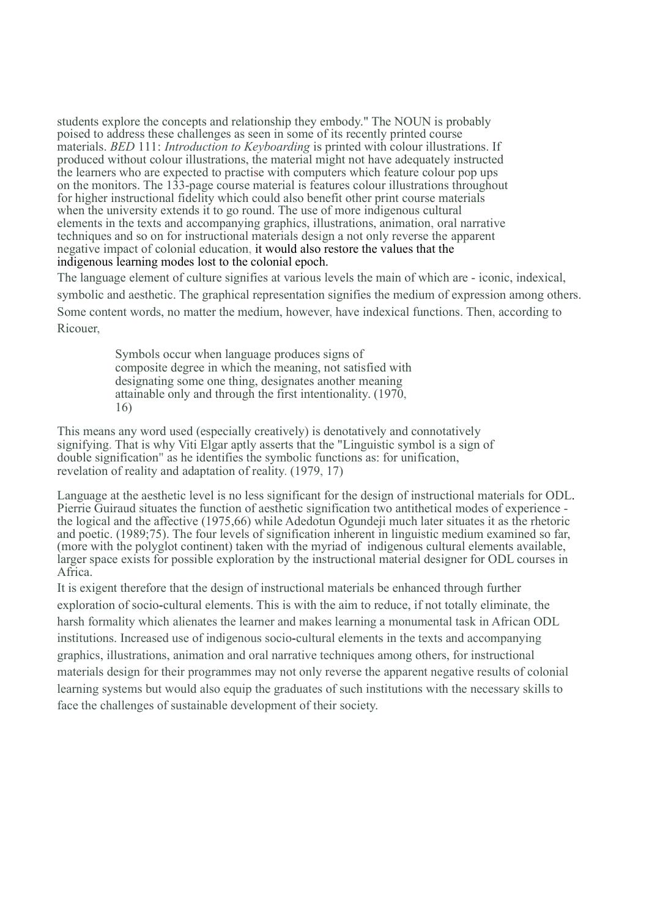students explore the concepts and relationship they embody." The NOUN is probably poised to address these challenges as seen in some of its recently printed course materials. *BED* 111: *Introduction to Keyboarding* is printed with colour illustrations. If produced without colour illustrations, the material might not have adequately instructed the learners who are expected to practise with computers which feature colour pop ups on the monitors. The 133-page course material is features colour illustrations throughout for higher instructional fidelity which could also benefit other print course materials when the university extends it to go round. The use of more indigenous cultural elements in the texts and accompanying graphics, illustrations, animation, oral narrative techniques and so on for instructional materials design a not only reverse the apparent negative impact of colonial education, it would also restore the values that the indigenous learning modes lost to the colonial epoch.

The language element of culture signifies at various levels the main of which are - iconic, indexical, symbolic and aesthetic. The graphical representation signifies the medium of expression among others. Some content words, no matter the medium, however, have indexical functions. Then, according to Ricouer,

> Symbols occur when language produces signs of composite degree in which the meaning, not satisfied with designating some one thing, designates another meaning attainable only and through the first intentionality. (1970, 16)

This means any word used (especially creatively) is denotatively and connotatively signifying. That is why Viti Elgar aptly asserts that the "Linguistic symbol is a sign of double signification" as he identifies the symbolic functions as: for unification, revelation of reality and adaptation of reality. (1979, 17)

Language at the aesthetic level is no less significant for the design of instructional materials for ODL. Pierrie Guiraud situates the function of aesthetic signification two antithetical modes of experience - the logical and the affective (1975,66) while Adedotun Ogundeji much later situates it as the rhetoric and poetic. (1989;75). The four levels of signification inherent in linguistic medium examined so far, (more with the polyglot continent) taken with the myriad of indigenous cultural elements available, larger space exists for possible exploration by the instructional material designer for ODL courses in Africa.

It is exigent therefore that the design of instructional materials be enhanced through further exploration of socio-cultural elements. This is with the aim to reduce, if not totally eliminate, the harsh formality which alienates the learner and makes learning a monumental task in African ODL institutions. Increased use of indigenous socio-cultural elements in the texts and accompanying graphics, illustrations, animation and oral narrative techniques among others, for instructional materials design for their programmes may not only reverse the apparent negative results of colonial learning systems but would also equip the graduates of such institutions with the necessary skills to face the challenges of sustainable development of their society.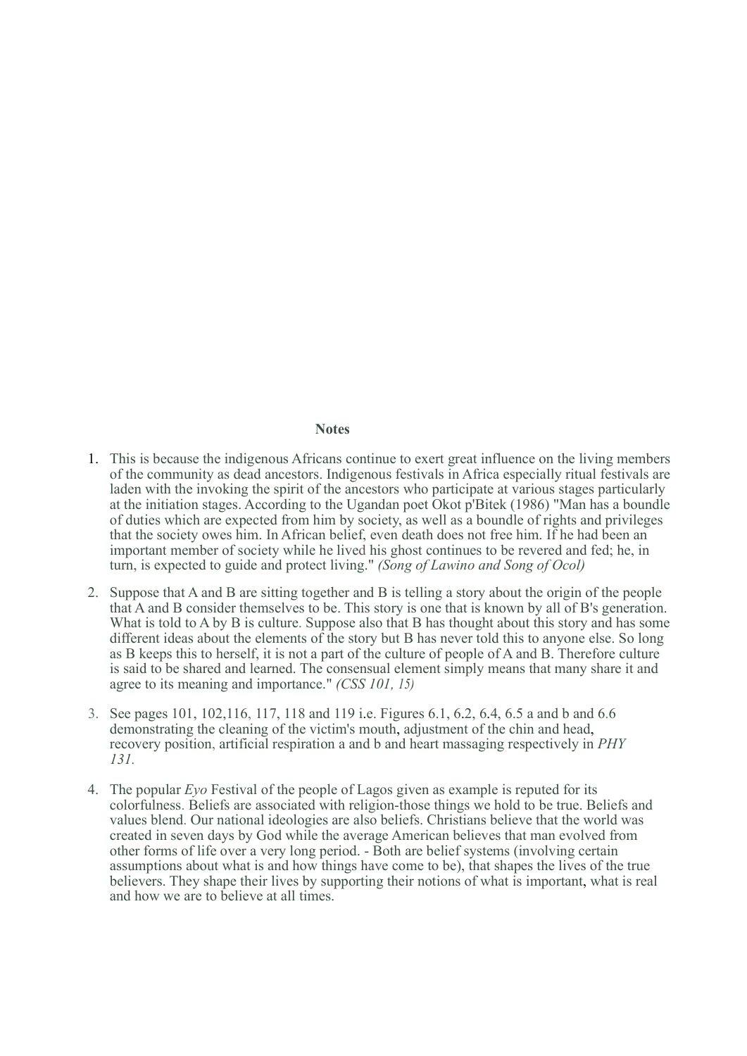**Notes**

1. This is because the indigenous Africans continue to exert great influence on the living members of the community as dead ancestors. Indigenous festivals in Africa especially ritual festivals are laden with the invoking the spirit of the ancestors who participate at various stages particularly at the initiation stages. According to the Ugandan poet Okot p'Bitek (1986) "Man has a boundle of duties which are expected from him by society, as well as a boundle of rights and privileges that the society owes him. In African belief, even death does not free him. If he had been an important member of society while he lived his ghost continues to be revered and fed; he, in turn, is expected to guide and protect living." *(Song of Lawino and Song of Ocol)*

2. Suppose that A and B are sitting together and B is telling a story about the origin of the people that A and B consider themselves to be. This story is one that is known by all of B's generation. What is told to A by B is culture. Suppose also that B has thought about this story and has some different ideas about the elements of the story but B has never told this to anyone else. So long as B keeps this to herself, it is not a part of the culture of people of A and B. Therefore culture is said to be shared and learned. The consensual element simply means that many share it and agree to its meaning and importance." *(CSS 101, 15)*

3. See pages 101, 102,116, 117, 118 and 119 i.e. Figures 6.1, 6.2, 6.4, 6.5 a and b and 6.6 demonstrating the cleaning of the victim's mouth, adjustment of the chin and head, recovery position, artificial respiration a and b and heart massaging respectively in *PHY 131.*

4. The popular *Eyo* Festival of the people of Lagos given as example is reputed for its colorfulness. Beliefs are associated with religion-those things we hold to be true. Beliefs and values blend. Our national ideologies are also beliefs. Christians believe that the world was created in seven days by God while the average American believes that man evolved from other forms of life over a very long period. - Both are belief systems (involving certain assumptions about what is and how things have come to be), that shapes the lives of the true believers. They shape their lives by supporting their notions of what is important, what is real and how we are to believe at all times.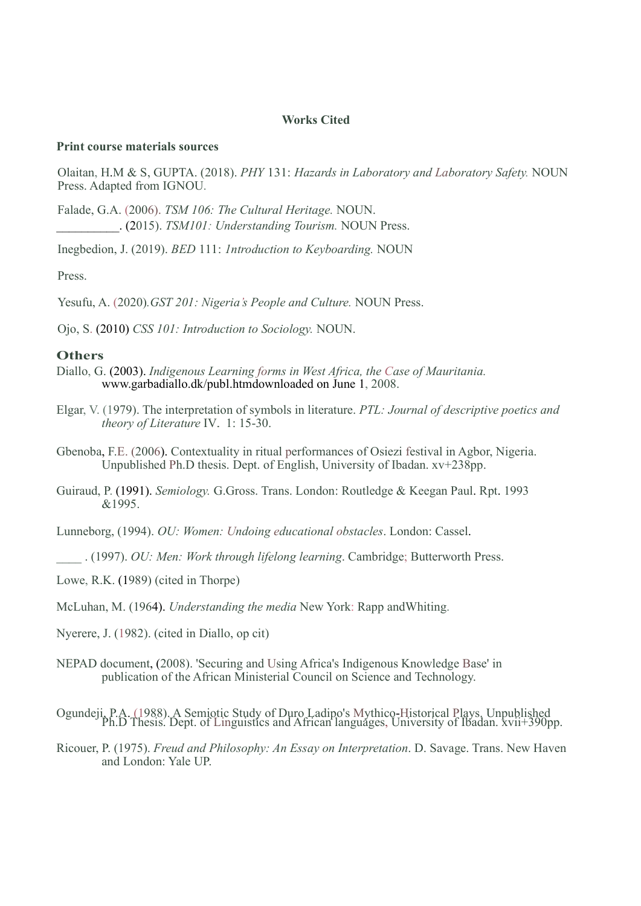## Works Cited

**Print course materials sources**

Olaitan, H.M & S, GUPTA. (2018). *PHY* 131: *Hazards in Laboratory and Laboratory Safety.* NOUN Press. Adapted from IGNOU.

Falade, G.A. (2006). *TSM 106: The Cultural Heritage.* NOUN.
__________. (2015). *TSM101: Understanding Tourism.* NOUN Press.

Inegbedion, J. (2019). *BED* 111: *Introduction to Keyboarding.* NOUN

Press.

Yesufu, A. (2020).*GST 201: Nigeria's People and Culture.* NOUN Press.

Ojo, S. (2010) *CSS 101: Introduction to Sociology.* NOUN.

### Others

Diallo, G. (2003). *Indigenous Learning forms in West Africa, the Case of Mauritania.* www.garbadiallo.dk/publ.htmdownloaded on June 1, 2008.

Elgar, V. (1979). The interpretation of symbols in literature. *PTL: Journal of descriptive poetics and theory of Literature* IV. 1: 15-30.

Gbenoba, F.E. (2006). Contextuality in ritual performances of Osiezi festival in Agbor, Nigeria. Unpublished Ph.D thesis. Dept. of English, University of Ibadan. xv+238pp.

Guiraud, P. (1991). *Semiology.* G.Gross. Trans. London: Routledge & Keegan Paul. Rpt. 1993 &1995.

Lunneborg, (1994). *OU: Women: Undoing educational obstacles*. London: Cassel.

____ . (1997). *OU: Men: Work through lifelong learning*. Cambridge; Butterworth Press.

Lowe, R.K. (1989) (cited in Thorpe)

McLuhan, M. (1964). *Understanding the media* New York: Rapp andWhiting.

Nyerere, J. (1982). (cited in Diallo, op cit)

NEPAD document, (2008). 'Securing and Using Africa's Indigenous Knowledge Base' in publication of the African Ministerial Council on Science and Technology.

Ogundeji, P.A. (1988). A Semiotic Study of Duro Ladipo's Mythico-Historical Plays. Unpublished Ph.D Thesis. Dept. of Linguistics and African languages, University of Ibadan. xvii+390pp.

Ricouer, P. (1975). *Freud and Philosophy: An Essay on Interpretation*. D. Savage. Trans. New Haven and London: Yale UP.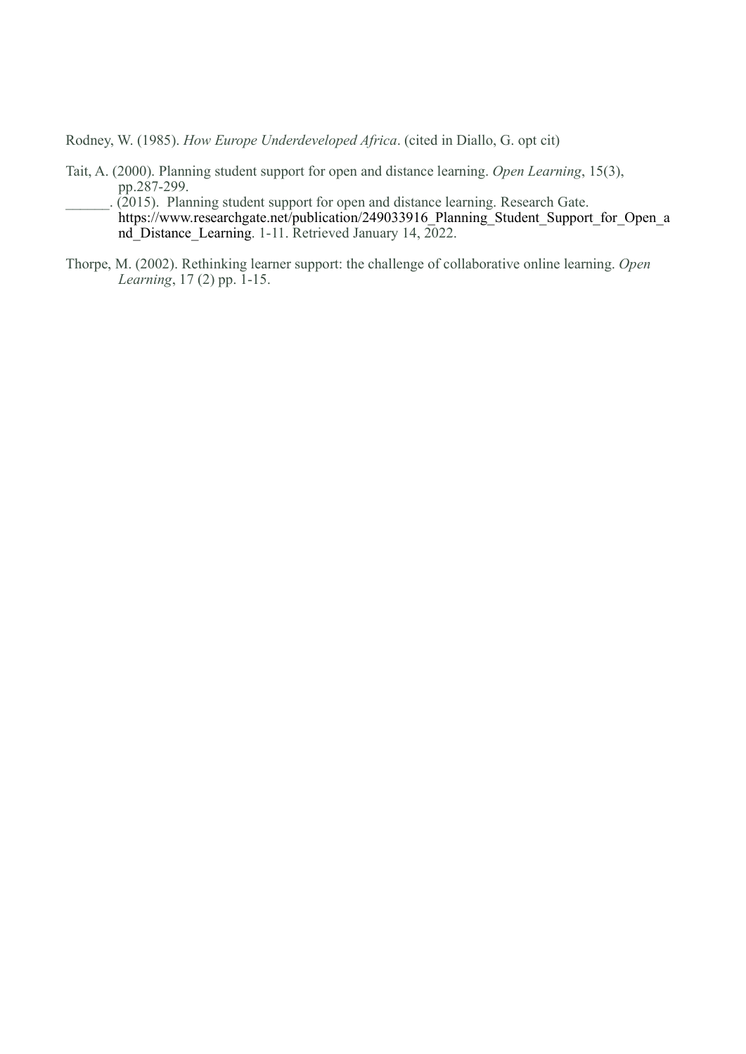Rodney, W. (1985). *How Europe Underdeveloped Africa*. (cited in Diallo, G. opt cit)

Tait, A. (2000). Planning student support for open and distance learning. *Open Learning*, 15(3), pp.287-299.

______. (2015). Planning student support for open and distance learning. Research Gate. https://www.researchgate.net/publication/249033916_Planning_Student_Support_for_Open_and_Distance_Learning. 1-11. Retrieved January 14, 2022.

Thorpe, M. (2002). Rethinking learner support: the challenge of collaborative online learning. *Open Learning*, 17 (2) pp. 1-15.